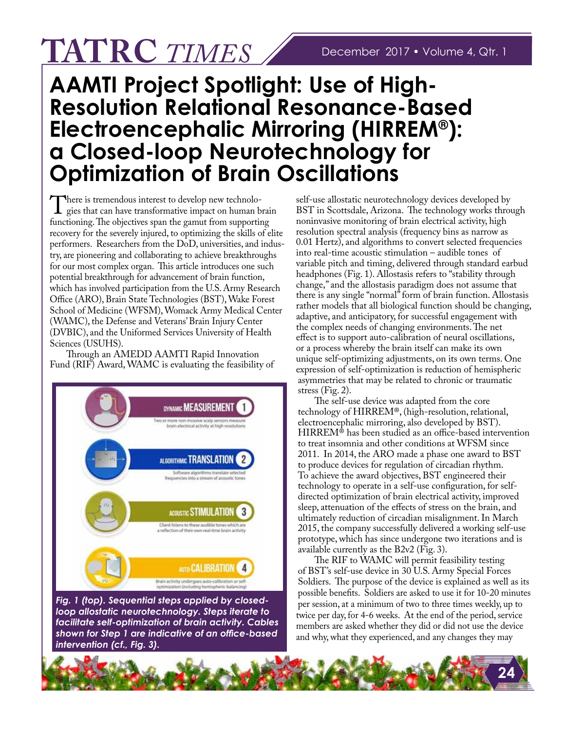# AAMTI Project Spotlight: Use of High-Resolution Relational Resonance-Based Electroencephalic Mirroring (HIRREM®): a Closed-loop Neurotechnology for Optimization of Brain Oscillations

There is tremendous interest to develop new technologies that can have transformative impact on human brain functioning. The objectives span the gamut from supporting recovery for the severely injured, to optimizing the skills of elite performers. Researchers from the DoD, universities, and industry, are pioneering and collaborating to achieve breakthroughs for our most complex organ. This article introduces one such potential breakthrough for advancement of brain function, which has involved participation from the U.S. Army Research Office (ARO), Brain State Technologies (BST), Wake Forest School of Medicine (WFSM), Womack Army Medical Center (WAMC), the Defense and Veterans' Brain Injury Center (DVBIC), and the Uniformed Services University of Health Sciences (USUHS).

Through an AMEDD AAMTI Rapid Innovation Fund (RIF) Award, WAMC is evaluating the feasibility of self-use allostatic neurotechnology devices developed by BST in Scottsdale, Arizona. The technology works through noninvasive monitoring of brain electrical activity, high resolution spectral analysis (frequency bins as narrow as 0.01 Hertz), and algorithms to convert selected frequencies into real-time acoustic stimulation – audible tones of variable pitch and timing, delivered through standard earbud headphones (Fig. 1). Allostasis refers to "stability through change," and the allostasis paradigm does not assume that there is any single "normal" form of brain function. Allostasis rather models that all biological function should be changing, adaptive, and anticipatory, for successful engagement with the complex needs of changing environments. The net effect is to support auto-calibration of neural oscillations, or a process whereby the brain itself can make its own unique self-optimizing adjustments, on its own terms. One expression of self-optimization is reduction of hemispheric asymmetries that may be related to chronic or traumatic stress (Fig. 2).

DYNAMIC MEASUREMENT 1 — Two or more non-invasive scalp sensors measure brain electrical activity at high resolutions

ALGORITHMIC TRANSLATION 2 — Software algorithms translate selected frequencies into a stream of acoustic tones

ACOUSTIC STIMULATION 3 — Client listens to these audible tones which are a reflection of their own real-time brain activity

AUTO-CALIBRATION 4 — Brain activity undergoes auto-calibration or self-optimization (including hemispheric-balancing)

*Fig. 1 (top). Sequential steps applied by closed-loop allostatic neurotechnology. Steps iterate to facilitate self-optimization of brain activity. Cables shown for Step 1 are indicative of an office-based intervention (cf., Fig. 3).*

The self-use device was adapted from the core technology of HIRREM®, (high-resolution, relational, electroencephalic mirroring, also developed by BST). HIRREM® has been studied as an office-based intervention to treat insomnia and other conditions at WFSM since 2011. In 2014, the ARO made a phase one award to BST to produce devices for regulation of circadian rhythm. To achieve the award objectives, BST engineered their technology to operate in a self-use configuration, for self-directed optimization of brain electrical activity, improved sleep, attenuation of the effects of stress on the brain, and ultimately reduction of circadian misalignment. In March 2015, the company successfully delivered a working self-use prototype, which has since undergone two iterations and is available currently as the B2v2 (Fig. 3).

The RIF to WAMC will permit feasibility testing of BST's self-use device in 30 U.S. Army Special Forces Soldiers. The purpose of the device is explained as well as its possible benefits. Soldiers are asked to use it for 10-20 minutes per session, at a minimum of two to three times weekly, up to twice per day, for 4-6 weeks. At the end of the period, service members are asked whether they did or did not use the device and why, what they experienced, and any changes they may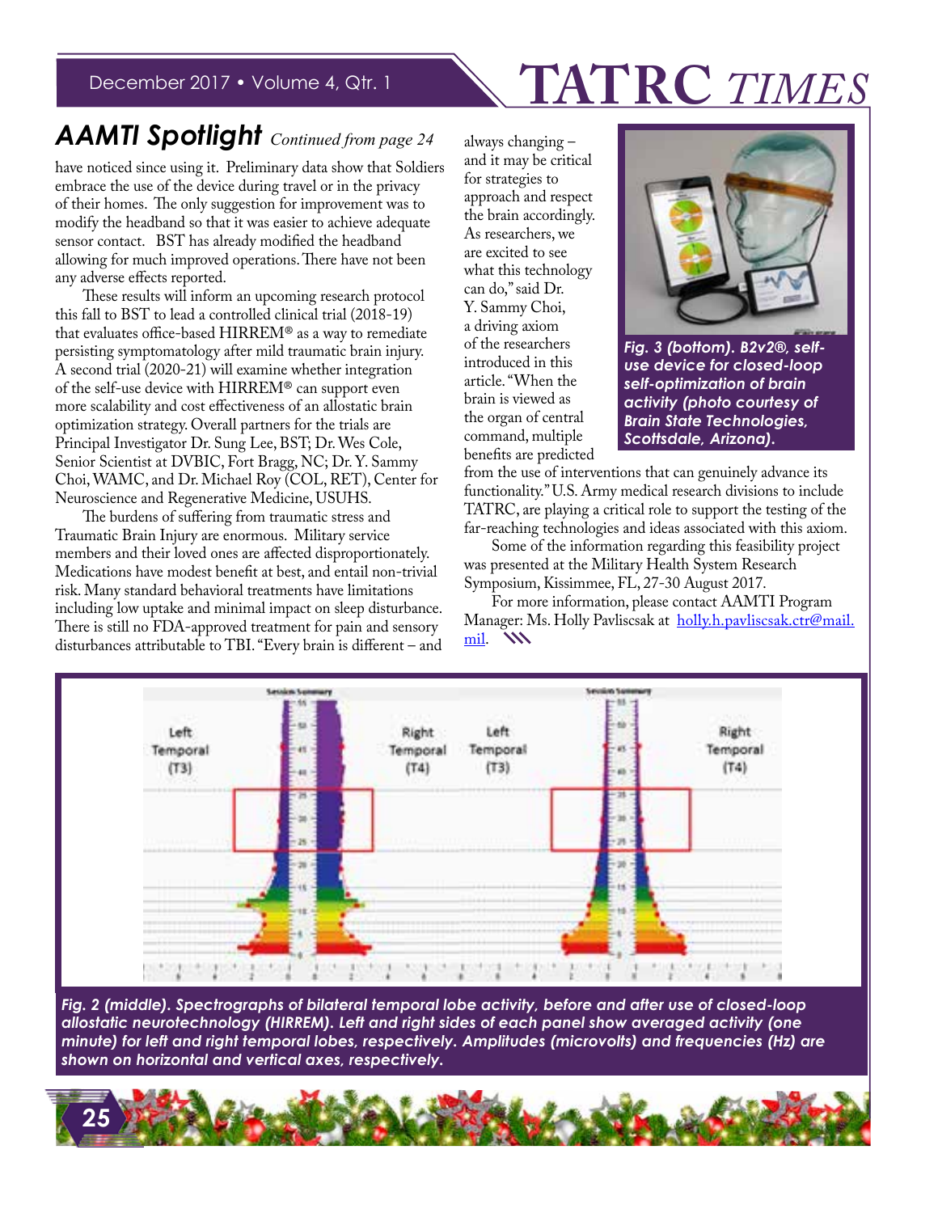## AAMTI Spotlight *Continued from page 24*

have noticed since using it. Preliminary data show that Soldiers embrace the use of the device during travel or in the privacy of their homes. The only suggestion for improvement was to modify the headband so that it was easier to achieve adequate sensor contact. BST has already modified the headband allowing for much improved operations. There have not been any adverse effects reported.

These results will inform an upcoming research protocol this fall to BST to lead a controlled clinical trial (2018-19) that evaluates office-based HIRREM® as a way to remediate persisting symptomatology after mild traumatic brain injury. A second trial (2020-21) will examine whether integration of the self-use device with HIRREM® can support even more scalability and cost effectiveness of an allostatic brain optimization strategy. Overall partners for the trials are Principal Investigator Dr. Sung Lee, BST; Dr. Wes Cole, Senior Scientist at DVBIC, Fort Bragg, NC; Dr. Y. Sammy Choi, WAMC, and Dr. Michael Roy (COL, RET), Center for Neuroscience and Regenerative Medicine, USUHS.

The burdens of suffering from traumatic stress and Traumatic Brain Injury are enormous. Military service members and their loved ones are affected disproportionately. Medications have modest benefit at best, and entail non-trivial risk. Many standard behavioral treatments have limitations including low uptake and minimal impact on sleep disturbance. There is still no FDA-approved treatment for pain and sensory disturbances attributable to TBI. "Every brain is different – and always changing – and it may be critical for strategies to approach and respect the brain accordingly. As researchers, we are excited to see what this technology can do," said Dr. Y. Sammy Choi, a driving axiom of the researchers introduced in this article. "When the brain is viewed as the organ of central command, multiple benefits are predicted from the use of interventions that can genuinely advance its functionality." U.S. Army medical research divisions to include TATRC, are playing a critical role to support the testing of the far-reaching technologies and ideas associated with this axiom.

Some of the information regarding this feasibility project was presented at the Military Health System Research Symposium, Kissimmee, FL, 27-30 August 2017.

For more information, please contact AAMTI Program Manager: Ms. Holly Pavliscsak at holly.h.pavliscsak.ctr@mail.mil.

***Fig. 3 (bottom). B2v2®, self-use device for closed-loop self-optimization of brain activity (photo courtesy of Brain State Technologies, Scottsdale, Arizona).***

Session Summary

Left Temporal (T3)

Right Temporal (T4)

Session Summary

Left Temporal (T3)

Right Temporal (T4)

***Fig. 2 (middle). Spectrographs of bilateral temporal lobe activity, before and after use of closed-loop allostatic neurotechnology (HIRREM). Left and right sides of each panel show averaged activity (one minute) for left and right temporal lobes, respectively. Amplitudes (microvolts) and frequencies (Hz) are shown on horizontal and vertical axes, respectively.***